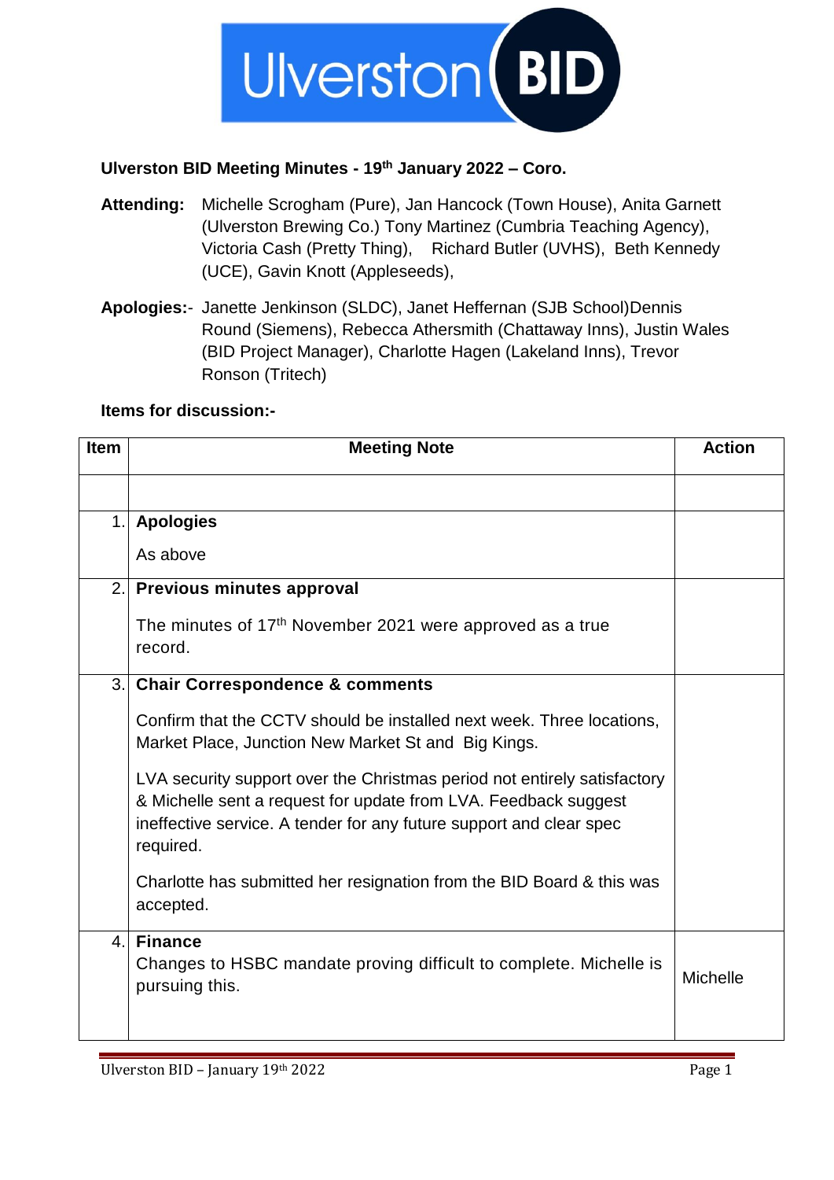## Ulverston BID Meeting Minutes - 19th January 2022 – Coro.

**Attending:** Michelle Scrogham (Pure), Jan Hancock (Town House), Anita Garnett (Ulverston Brewing Co.) Tony Martinez (Cumbria Teaching Agency), Victoria Cash (Pretty Thing), Richard Butler (UVHS), Beth Kennedy (UCE), Gavin Knott (Appleseeds),

**Apologies:**- Janette Jenkinson (SLDC), Janet Heffernan (SJB School)Dennis Round (Siemens), Rebecca Athersmith (Chattaway Inns), Justin Wales (BID Project Manager), Charlotte Hagen (Lakeland Inns), Trevor Ronson (Tritech)

**Items for discussion:-**

| Item | Meeting Note | Action |
|---|---|---|
| | | |
| 1. | **Apologies**<br><br>As above | |
| 2. | **Previous minutes approval**<br><br>The minutes of 17th November 2021 were approved as a true record. | |
| 3. | **Chair Correspondence & comments**<br><br>Confirm that the CCTV should be installed next week. Three locations, Market Place, Junction New Market St and Big Kings.<br><br>LVA security support over the Christmas period not entirely satisfactory & Michelle sent a request for update from LVA. Feedback suggest ineffective service. A tender for any future support and clear spec required.<br><br>Charlotte has submitted her resignation from the BID Board & this was accepted. | |
| 4. | **Finance**<br>Changes to HSBC mandate proving difficult to complete. Michelle is pursuing this. | Michelle |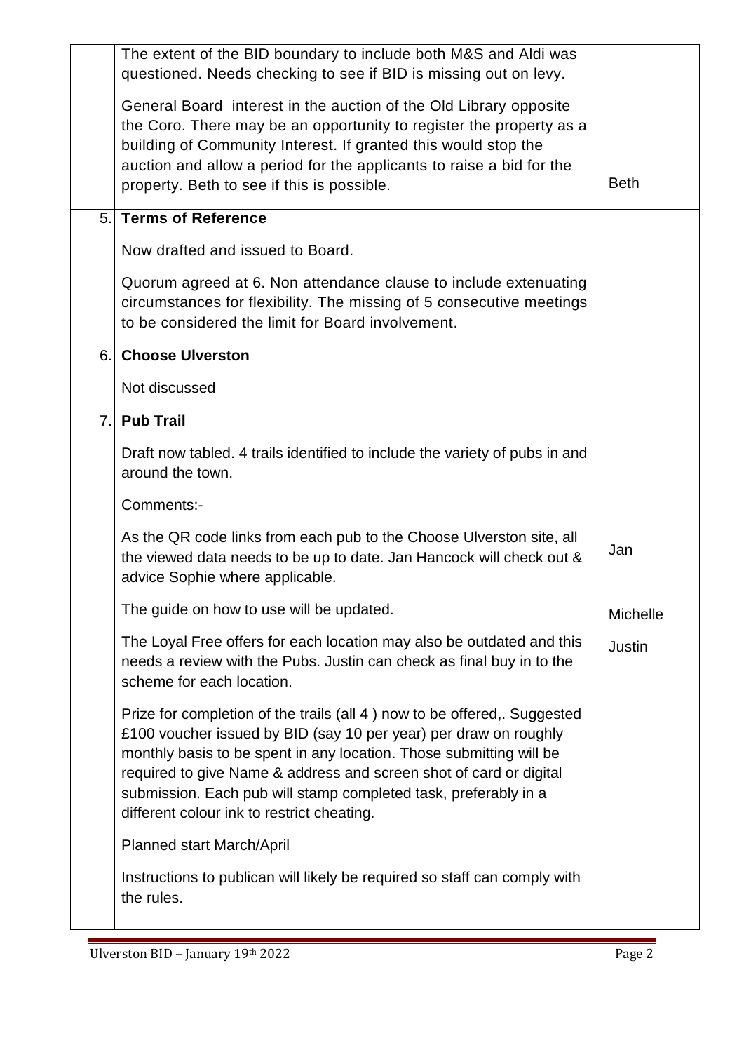|  |  |  |
|---|---|---|
|  | The extent of the BID boundary to include both M&S and Aldi was questioned. Needs checking to see if BID is missing out on levy.<br><br>General Board interest in the auction of the Old Library opposite the Coro. There may be an opportunity to register the property as a building of Community Interest. If granted this would stop the auction and allow a period for the applicants to raise a bid for the property. Beth to see if this is possible. | Beth |
| 5. | **Terms of Reference**<br><br>Now drafted and issued to Board.<br><br>Quorum agreed at 6. Non attendance clause to include extenuating circumstances for flexibility. The missing of 5 consecutive meetings to be considered the limit for Board involvement. |  |
| 6. | **Choose Ulverston**<br><br>Not discussed |  |
| 7. | **Pub Trail**<br><br>Draft now tabled. 4 trails identified to include the variety of pubs in and around the town.<br><br>Comments:-<br><br>As the QR code links from each pub to the Choose Ulverston site, all the viewed data needs to be up to date. Jan Hancock will check out & advice Sophie where applicable.<br><br>The guide on how to use will be updated.<br><br>The Loyal Free offers for each location may also be outdated and this needs a review with the Pubs. Justin can check as final buy in to the scheme for each location.<br><br>Prize for completion of the trails (all 4 ) now to be offered,. Suggested £100 voucher issued by BID (say 10 per year) per draw on roughly monthly basis to be spent in any location. Those submitting will be required to give Name & address and screen shot of card or digital submission. Each pub will stamp completed task, preferably in a different colour ink to restrict cheating.<br><br>Planned start March/April<br><br>Instructions to publican will likely be required so staff can comply with the rules. | Jan<br><br>Michelle<br><br>Justin |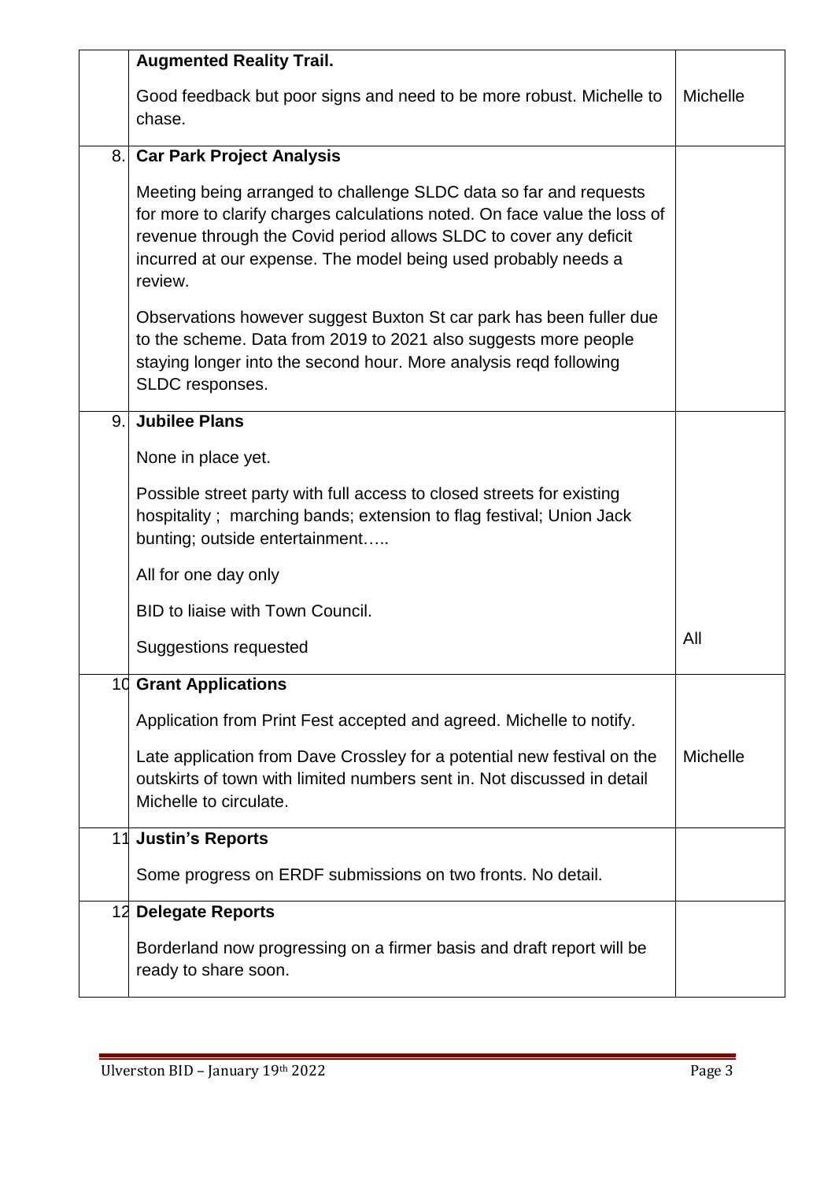| | | |
|---|---|---|
| | **Augmented Reality Trail.**<br><br>Good feedback but poor signs and need to be more robust. Michelle to chase. | Michelle |
| 8. | **Car Park Project Analysis**<br><br>Meeting being arranged to challenge SLDC data so far and requests for more to clarify charges calculations noted. On face value the loss of revenue through the Covid period allows SLDC to cover any deficit incurred at our expense. The model being used probably needs a review.<br><br>Observations however suggest Buxton St car park has been fuller due to the scheme. Data from 2019 to 2021 also suggests more people staying longer into the second hour. More analysis reqd following SLDC responses. | |
| 9. | **Jubilee Plans**<br><br>None in place yet.<br><br>Possible street party with full access to closed streets for existing hospitality ; marching bands; extension to flag festival; Union Jack bunting; outside entertainment…..<br><br>All for one day only<br><br>BID to liaise with Town Council.<br><br>Suggestions requested | All |
| 10 | **Grant Applications**<br><br>Application from Print Fest accepted and agreed. Michelle to notify.<br><br>Late application from Dave Crossley for a potential new festival on the outskirts of town with limited numbers sent in. Not discussed in detail Michelle to circulate. | Michelle |
| 11 | **Justin's Reports**<br><br>Some progress on ERDF submissions on two fronts. No detail. | |
| 12 | **Delegate Reports**<br><br>Borderland now progressing on a firmer basis and draft report will be ready to share soon. | |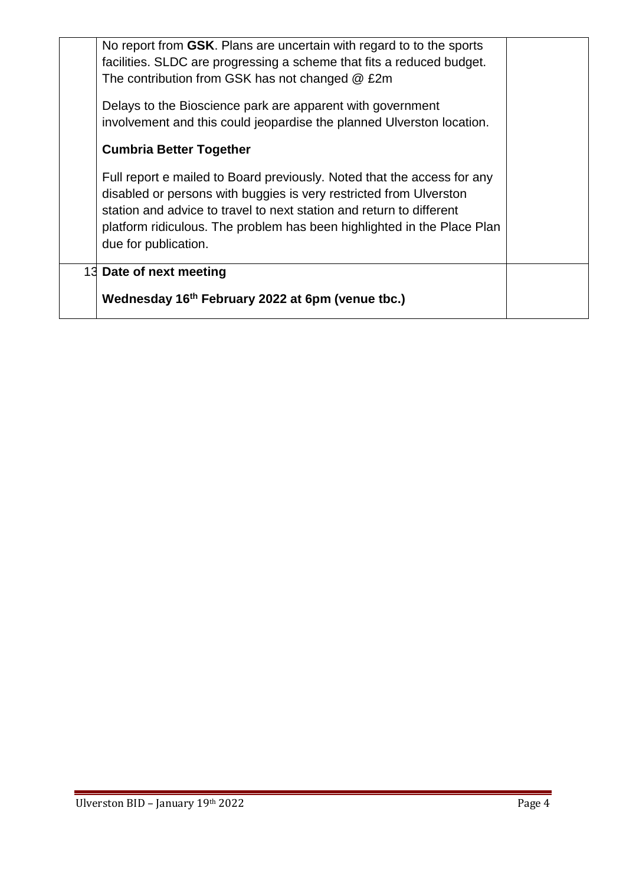| | | |
|---|---|---|
| | No report from **GSK**. Plans are uncertain with regard to to the sports facilities. SLDC are progressing a scheme that fits a reduced budget. The contribution from GSK has not changed @ £2m<br><br>Delays to the Bioscience park are apparent with government involvement and this could jeopardise the planned Ulverston location.<br><br>**Cumbria Better Together**<br><br>Full report e mailed to Board previously. Noted that the access for any disabled or persons with buggies is very restricted from Ulverston station and advice to travel to next station and return to different platform ridiculous. The problem has been highlighted in the Place Plan due for publication. | |
| 13 | **Date of next meeting**<br><br>**Wednesday 16th February 2022 at 6pm (venue tbc.)** | |